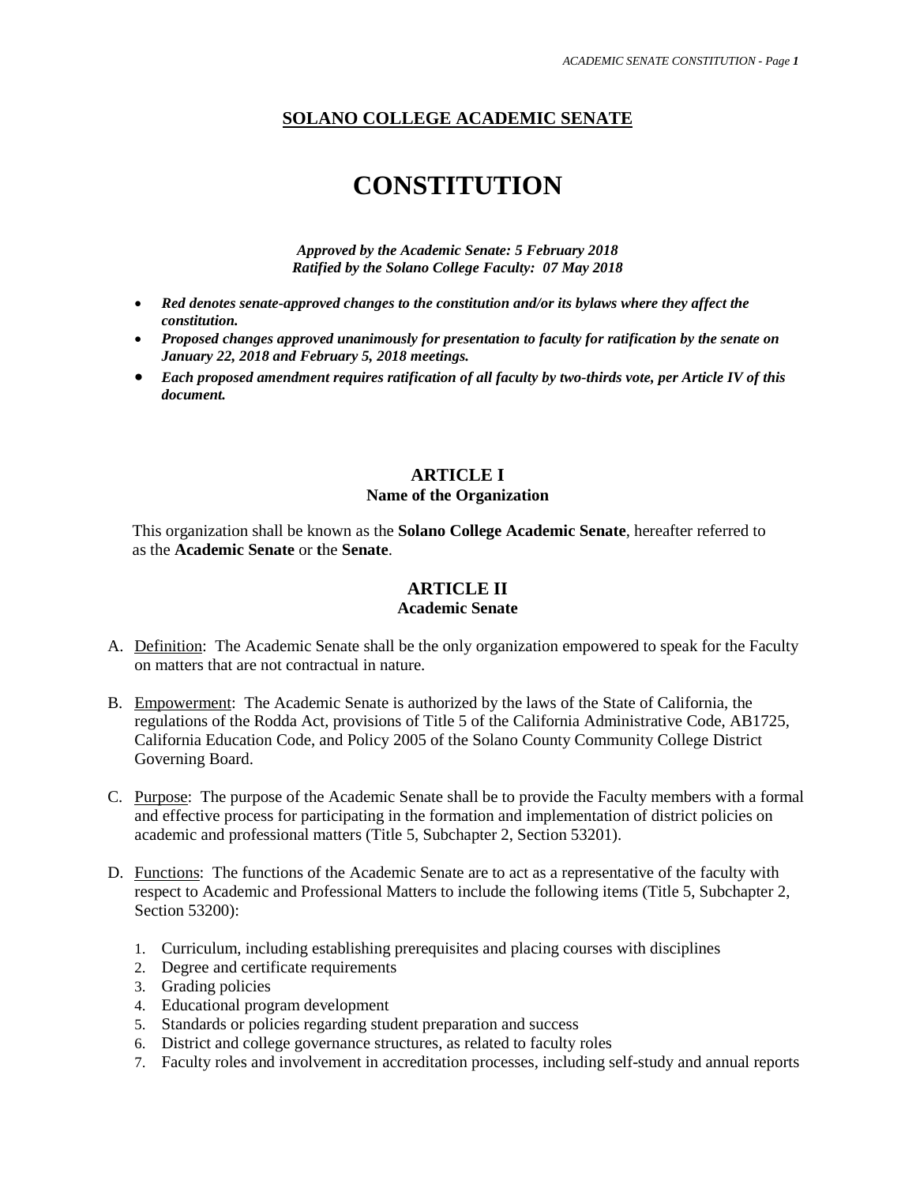# SOLANO COLLEGE ACADEMIC SENATE

# CONSTITUTION

***Approved by the Academic Senate: 5 February 2018***
***Ratified by the Solano College Faculty: 07 May 2018***

- ***Red denotes senate-approved changes to the constitution and/or its bylaws where they affect the constitution.***
- ***Proposed changes approved unanimously for presentation to faculty for ratification by the senate on January 22, 2018 and February 5, 2018 meetings.***
- ***Each proposed amendment requires ratification of all faculty by two-thirds vote, per Article IV of this document.***

## ARTICLE I
### Name of the Organization

This organization shall be known as the **Solano College Academic Senate**, hereafter referred to as the **Academic Senate** or **the Senate**.

## ARTICLE II
### Academic Senate

A. Definition: The Academic Senate shall be the only organization empowered to speak for the Faculty on matters that are not contractual in nature.

B. Empowerment: The Academic Senate is authorized by the laws of the State of California, the regulations of the Rodda Act, provisions of Title 5 of the California Administrative Code, AB1725, California Education Code, and Policy 2005 of the Solano County Community College District Governing Board.

C. Purpose: The purpose of the Academic Senate shall be to provide the Faculty members with a formal and effective process for participating in the formation and implementation of district policies on academic and professional matters (Title 5, Subchapter 2, Section 53201).

D. Functions: The functions of the Academic Senate are to act as a representative of the faculty with respect to Academic and Professional Matters to include the following items (Title 5, Subchapter 2, Section 53200):

1. Curriculum, including establishing prerequisites and placing courses with disciplines
2. Degree and certificate requirements
3. Grading policies
4. Educational program development
5. Standards or policies regarding student preparation and success
6. District and college governance structures, as related to faculty roles
7. Faculty roles and involvement in accreditation processes, including self-study and annual reports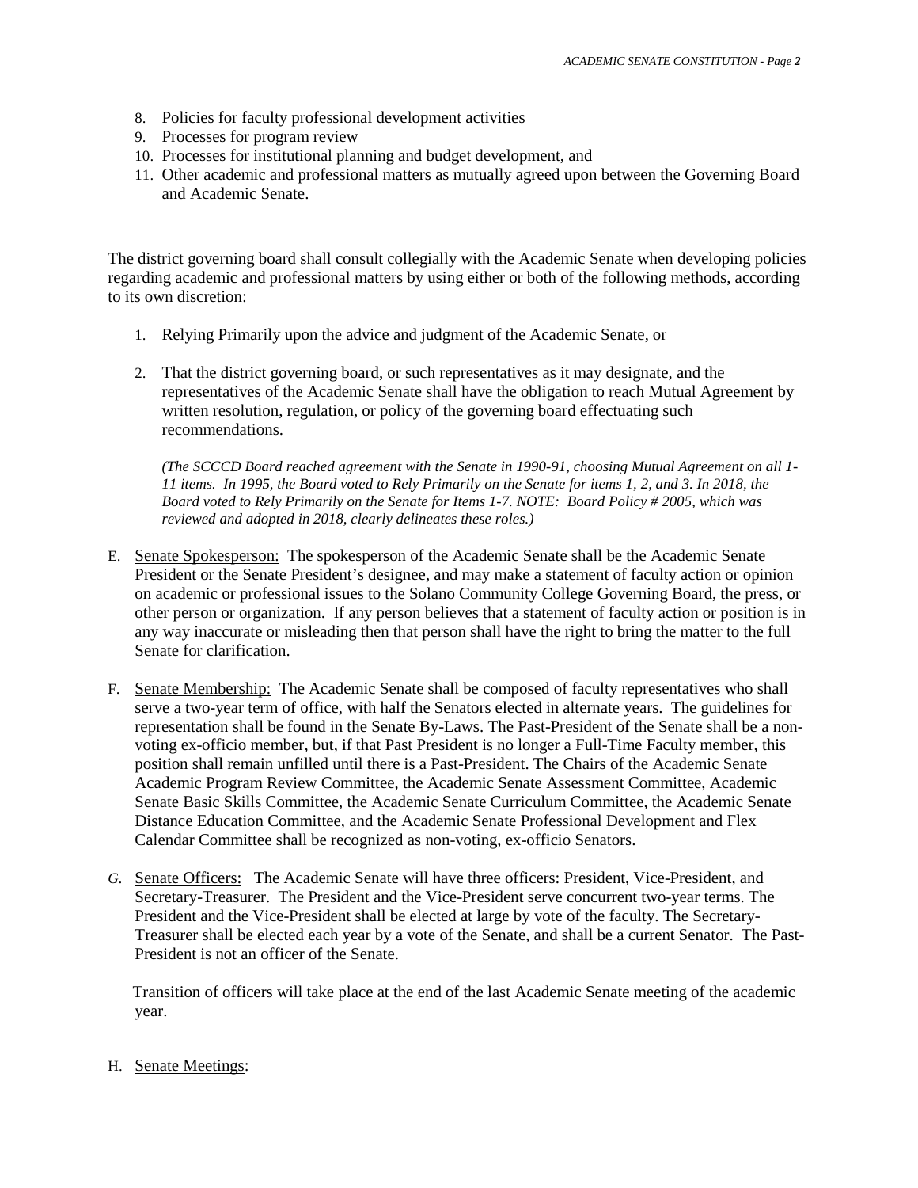8. Policies for faculty professional development activities
9. Processes for program review
10. Processes for institutional planning and budget development, and
11. Other academic and professional matters as mutually agreed upon between the Governing Board and Academic Senate.

The district governing board shall consult collegially with the Academic Senate when developing policies regarding academic and professional matters by using either or both of the following methods, according to its own discretion:

1. Relying Primarily upon the advice and judgment of the Academic Senate, or

2. That the district governing board, or such representatives as it may designate, and the representatives of the Academic Senate shall have the obligation to reach Mutual Agreement by written resolution, regulation, or policy of the governing board effectuating such recommendations.

   *(The SCCCD Board reached agreement with the Senate in 1990-91, choosing Mutual Agreement on all 1-11 items. In 1995, the Board voted to Rely Primarily on the Senate for items 1, 2, and 3. In 2018, the Board voted to Rely Primarily on the Senate for Items 1-7. NOTE: Board Policy # 2005, which was reviewed and adopted in 2018, clearly delineates these roles.)*

E. Senate Spokesperson: The spokesperson of the Academic Senate shall be the Academic Senate President or the Senate President's designee, and may make a statement of faculty action or opinion on academic or professional issues to the Solano Community College Governing Board, the press, or other person or organization. If any person believes that a statement of faculty action or position is in any way inaccurate or misleading then that person shall have the right to bring the matter to the full Senate for clarification.

F. Senate Membership: The Academic Senate shall be composed of faculty representatives who shall serve a two-year term of office, with half the Senators elected in alternate years. The guidelines for representation shall be found in the Senate By-Laws. The Past-President of the Senate shall be a non-voting ex-officio member, but, if that Past President is no longer a Full-Time Faculty member, this position shall remain unfilled until there is a Past-President. The Chairs of the Academic Senate Academic Program Review Committee, the Academic Senate Assessment Committee, Academic Senate Basic Skills Committee, the Academic Senate Curriculum Committee, the Academic Senate Distance Education Committee, and the Academic Senate Professional Development and Flex Calendar Committee shall be recognized as non-voting, ex-officio Senators.

G. Senate Officers: The Academic Senate will have three officers: President, Vice-President, and Secretary-Treasurer. The President and the Vice-President serve concurrent two-year terms. The President and the Vice-President shall be elected at large by vote of the faculty. The Secretary-Treasurer shall be elected each year by a vote of the Senate, and shall be a current Senator. The Past-President is not an officer of the Senate.

   Transition of officers will take place at the end of the last Academic Senate meeting of the academic year.

H. Senate Meetings: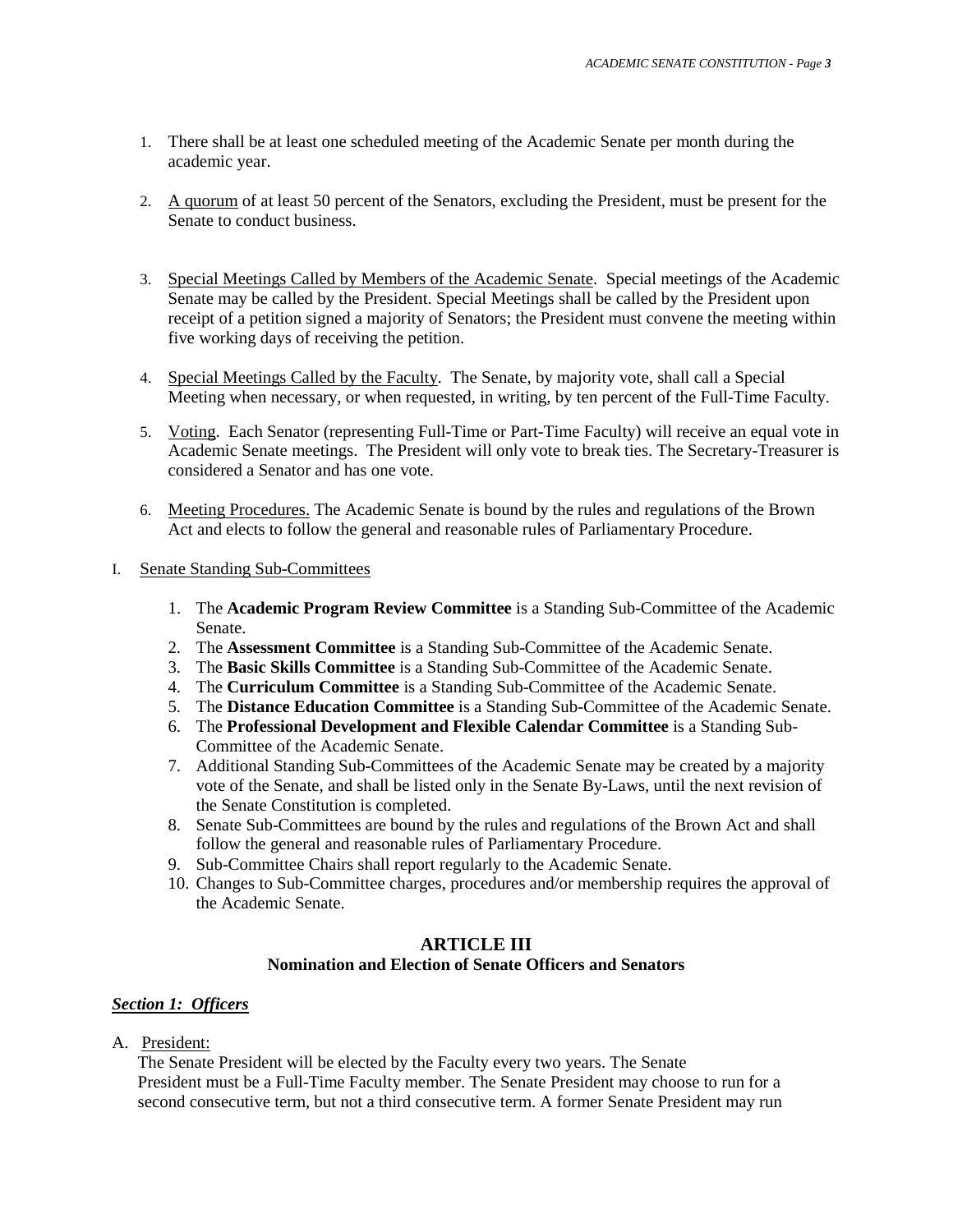1. There shall be at least one scheduled meeting of the Academic Senate per month during the academic year.

2. A quorum of at least 50 percent of the Senators, excluding the President, must be present for the Senate to conduct business.

3. Special Meetings Called by Members of the Academic Senate. Special meetings of the Academic Senate may be called by the President. Special Meetings shall be called by the President upon receipt of a petition signed a majority of Senators; the President must convene the meeting within five working days of receiving the petition.

4. Special Meetings Called by the Faculty. The Senate, by majority vote, shall call a Special Meeting when necessary, or when requested, in writing, by ten percent of the Full-Time Faculty.

5. Voting. Each Senator (representing Full-Time or Part-Time Faculty) will receive an equal vote in Academic Senate meetings. The President will only vote to break ties. The Secretary-Treasurer is considered a Senator and has one vote.

6. Meeting Procedures. The Academic Senate is bound by the rules and regulations of the Brown Act and elects to follow the general and reasonable rules of Parliamentary Procedure.

I. Senate Standing Sub-Committees

   1. The **Academic Program Review Committee** is a Standing Sub-Committee of the Academic Senate.
   2. The **Assessment Committee** is a Standing Sub-Committee of the Academic Senate.
   3. The **Basic Skills Committee** is a Standing Sub-Committee of the Academic Senate.
   4. The **Curriculum Committee** is a Standing Sub-Committee of the Academic Senate.
   5. The **Distance Education Committee** is a Standing Sub-Committee of the Academic Senate.
   6. The **Professional Development and Flexible Calendar Committee** is a Standing Sub-Committee of the Academic Senate.
   7. Additional Standing Sub-Committees of the Academic Senate may be created by a majority vote of the Senate, and shall be listed only in the Senate By-Laws, until the next revision of the Senate Constitution is completed.
   8. Senate Sub-Committees are bound by the rules and regulations of the Brown Act and shall follow the general and reasonable rules of Parliamentary Procedure.
   9. Sub-Committee Chairs shall report regularly to the Academic Senate.
   10. Changes to Sub-Committee charges, procedures and/or membership requires the approval of the Academic Senate.

## ARTICLE III
### Nomination and Election of Senate Officers and Senators

***Section 1: Officers***

A. President:
The Senate President will be elected by the Faculty every two years. The Senate President must be a Full-Time Faculty member. The Senate President may choose to run for a second consecutive term, but not a third consecutive term. A former Senate President may run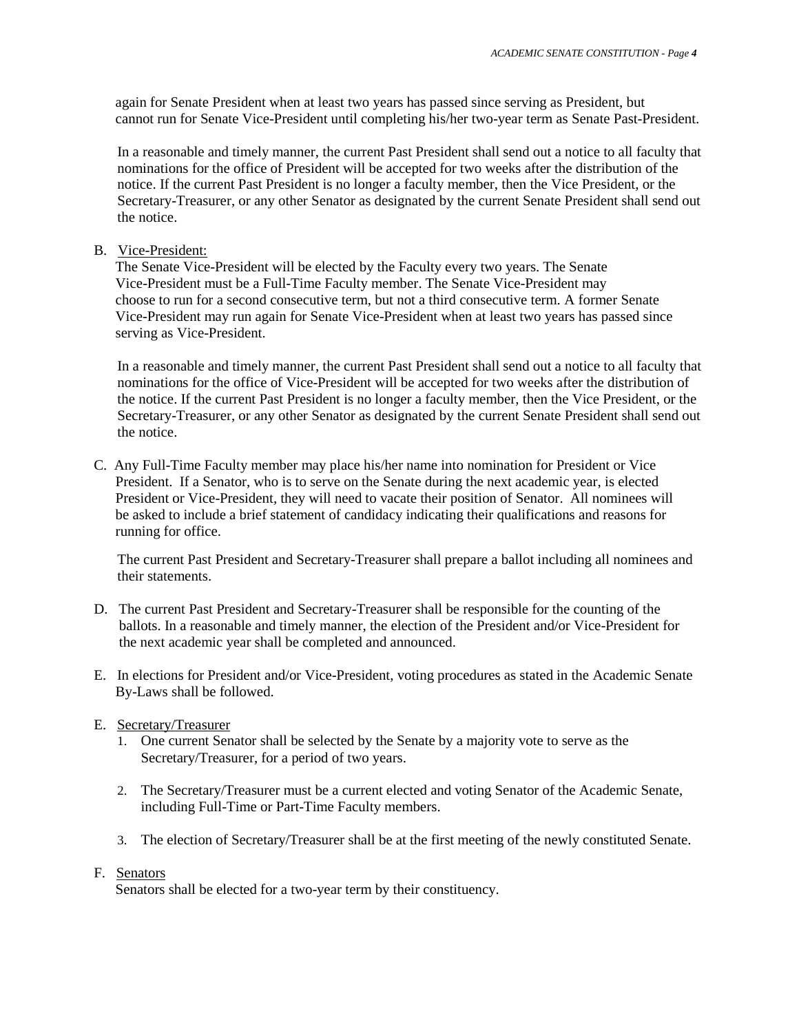again for Senate President when at least two years has passed since serving as President, but cannot run for Senate Vice-President until completing his/her two-year term as Senate Past-President.

In a reasonable and timely manner, the current Past President shall send out a notice to all faculty that nominations for the office of President will be accepted for two weeks after the distribution of the notice. If the current Past President is no longer a faculty member, then the Vice President, or the Secretary-Treasurer, or any other Senator as designated by the current Senate President shall send out the notice.

B. <u>Vice-President:</u>
The Senate Vice-President will be elected by the Faculty every two years. The Senate Vice-President must be a Full-Time Faculty member. The Senate Vice-President may choose to run for a second consecutive term, but not a third consecutive term. A former Senate Vice-President may run again for Senate Vice-President when at least two years has passed since serving as Vice-President.

In a reasonable and timely manner, the current Past President shall send out a notice to all faculty that nominations for the office of Vice-President will be accepted for two weeks after the distribution of the notice. If the current Past President is no longer a faculty member, then the Vice President, or the Secretary-Treasurer, or any other Senator as designated by the current Senate President shall send out the notice.

C. Any Full-Time Faculty member may place his/her name into nomination for President or Vice President. If a Senator, who is to serve on the Senate during the next academic year, is elected President or Vice-President, they will need to vacate their position of Senator. All nominees will be asked to include a brief statement of candidacy indicating their qualifications and reasons for running for office.

The current Past President and Secretary-Treasurer shall prepare a ballot including all nominees and their statements.

D. The current Past President and Secretary-Treasurer shall be responsible for the counting of the ballots. In a reasonable and timely manner, the election of the President and/or Vice-President for the next academic year shall be completed and announced.

E. In elections for President and/or Vice-President, voting procedures as stated in the Academic Senate By-Laws shall be followed.

E. <u>Secretary/Treasurer</u>
   1. One current Senator shall be selected by the Senate by a majority vote to serve as the Secretary/Treasurer, for a period of two years.
   2. The Secretary/Treasurer must be a current elected and voting Senator of the Academic Senate, including Full-Time or Part-Time Faculty members.
   3. The election of Secretary/Treasurer shall be at the first meeting of the newly constituted Senate.

F. <u>Senators</u>
Senators shall be elected for a two-year term by their constituency.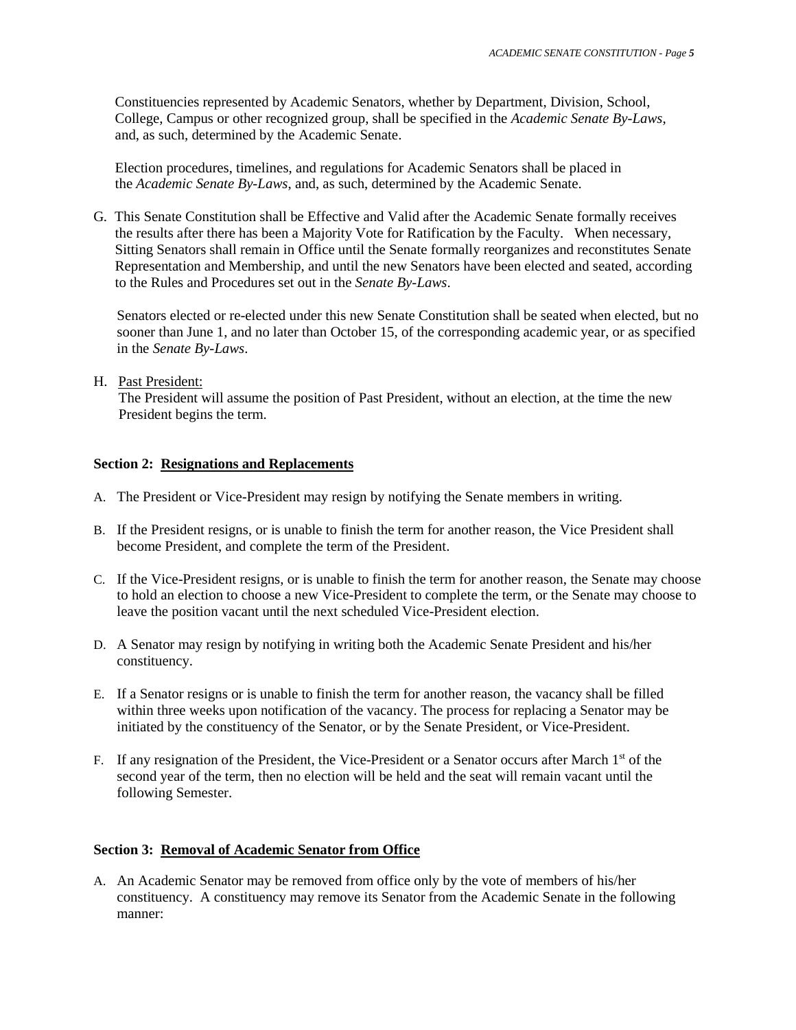Constituencies represented by Academic Senators, whether by Department, Division, School, College, Campus or other recognized group, shall be specified in the *Academic Senate By-Laws*, and, as such, determined by the Academic Senate.

Election procedures, timelines, and regulations for Academic Senators shall be placed in the *Academic Senate By-Laws*, and, as such, determined by the Academic Senate.

G. This Senate Constitution shall be Effective and Valid after the Academic Senate formally receives the results after there has been a Majority Vote for Ratification by the Faculty. When necessary, Sitting Senators shall remain in Office until the Senate formally reorganizes and reconstitutes Senate Representation and Membership, and until the new Senators have been elected and seated, according to the Rules and Procedures set out in the *Senate By-Laws*.

   Senators elected or re-elected under this new Senate Constitution shall be seated when elected, but no sooner than June 1, and no later than October 15, of the corresponding academic year, or as specified in the *Senate By-Laws*.

H. <u>Past President:</u>
   The President will assume the position of Past President, without an election, at the time the new President begins the term.

**Section 2: <u>Resignations and Replacements</u>**

A. The President or Vice-President may resign by notifying the Senate members in writing.

B. If the President resigns, or is unable to finish the term for another reason, the Vice President shall become President, and complete the term of the President.

C. If the Vice-President resigns, or is unable to finish the term for another reason, the Senate may choose to hold an election to choose a new Vice-President to complete the term, or the Senate may choose to leave the position vacant until the next scheduled Vice-President election.

D. A Senator may resign by notifying in writing both the Academic Senate President and his/her constituency.

E. If a Senator resigns or is unable to finish the term for another reason, the vacancy shall be filled within three weeks upon notification of the vacancy. The process for replacing a Senator may be initiated by the constituency of the Senator, or by the Senate President, or Vice-President.

F. If any resignation of the President, the Vice-President or a Senator occurs after March 1st of the second year of the term, then no election will be held and the seat will remain vacant until the following Semester.

**Section 3: <u>Removal of Academic Senator from Office</u>**

A. An Academic Senator may be removed from office only by the vote of members of his/her constituency. A constituency may remove its Senator from the Academic Senate in the following manner: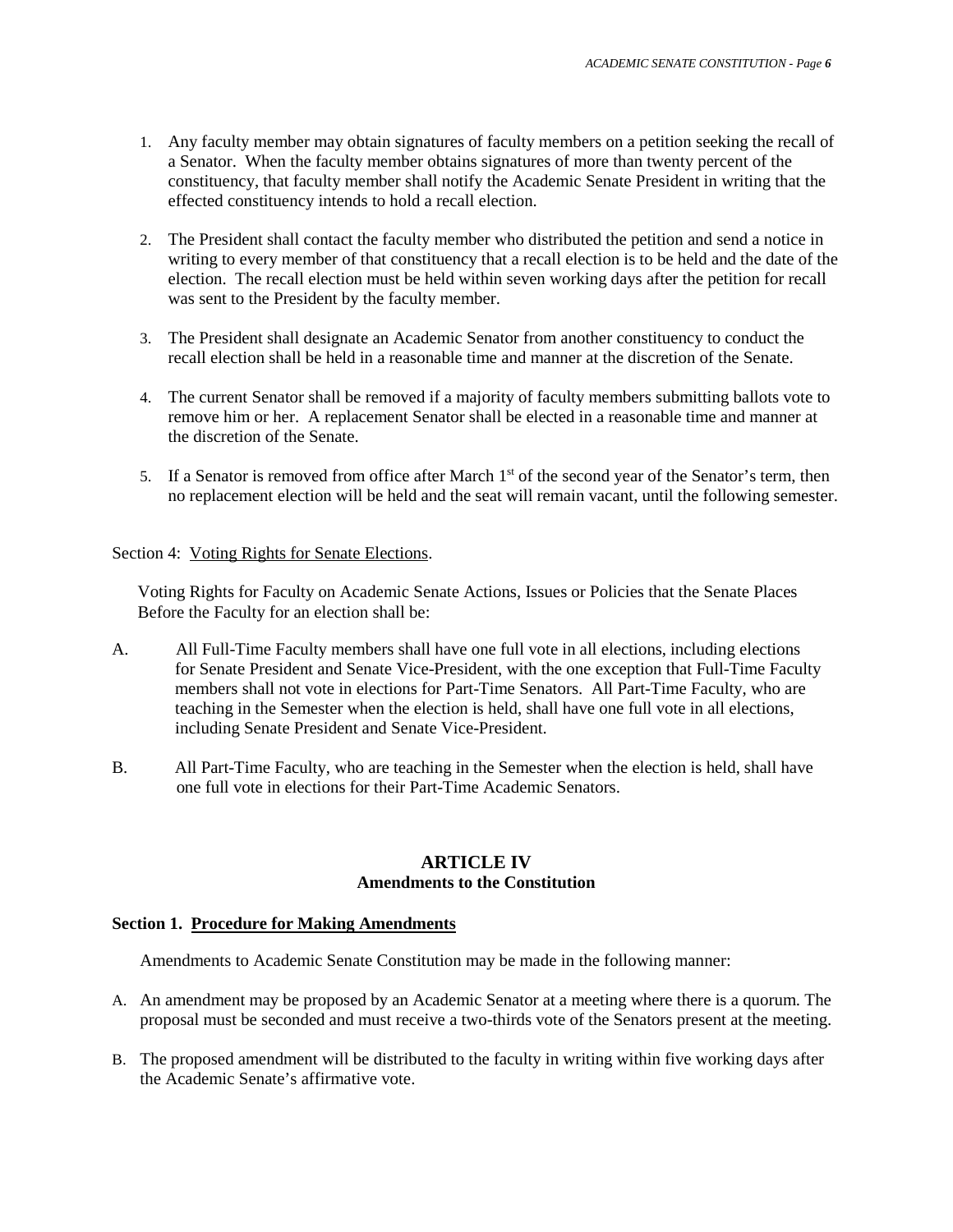1. Any faculty member may obtain signatures of faculty members on a petition seeking the recall of a Senator. When the faculty member obtains signatures of more than twenty percent of the constituency, that faculty member shall notify the Academic Senate President in writing that the effected constituency intends to hold a recall election.

2. The President shall contact the faculty member who distributed the petition and send a notice in writing to every member of that constituency that a recall election is to be held and the date of the election. The recall election must be held within seven working days after the petition for recall was sent to the President by the faculty member.

3. The President shall designate an Academic Senator from another constituency to conduct the recall election shall be held in a reasonable time and manner at the discretion of the Senate.

4. The current Senator shall be removed if a majority of faculty members submitting ballots vote to remove him or her. A replacement Senator shall be elected in a reasonable time and manner at the discretion of the Senate.

5. If a Senator is removed from office after March 1st of the second year of the Senator's term, then no replacement election will be held and the seat will remain vacant, until the following semester.

Section 4: Voting Rights for Senate Elections.

Voting Rights for Faculty on Academic Senate Actions, Issues or Policies that the Senate Places Before the Faculty for an election shall be:

A. All Full-Time Faculty members shall have one full vote in all elections, including elections for Senate President and Senate Vice-President, with the one exception that Full-Time Faculty members shall not vote in elections for Part-Time Senators. All Part-Time Faculty, who are teaching in the Semester when the election is held, shall have one full vote in all elections, including Senate President and Senate Vice-President.

B. All Part-Time Faculty, who are teaching in the Semester when the election is held, shall have one full vote in elections for their Part-Time Academic Senators.

## ARTICLE IV
### Amendments to the Constitution

**Section 1. Procedure for Making Amendments**

Amendments to Academic Senate Constitution may be made in the following manner:

A. An amendment may be proposed by an Academic Senator at a meeting where there is a quorum. The proposal must be seconded and must receive a two-thirds vote of the Senators present at the meeting.

B. The proposed amendment will be distributed to the faculty in writing within five working days after the Academic Senate's affirmative vote.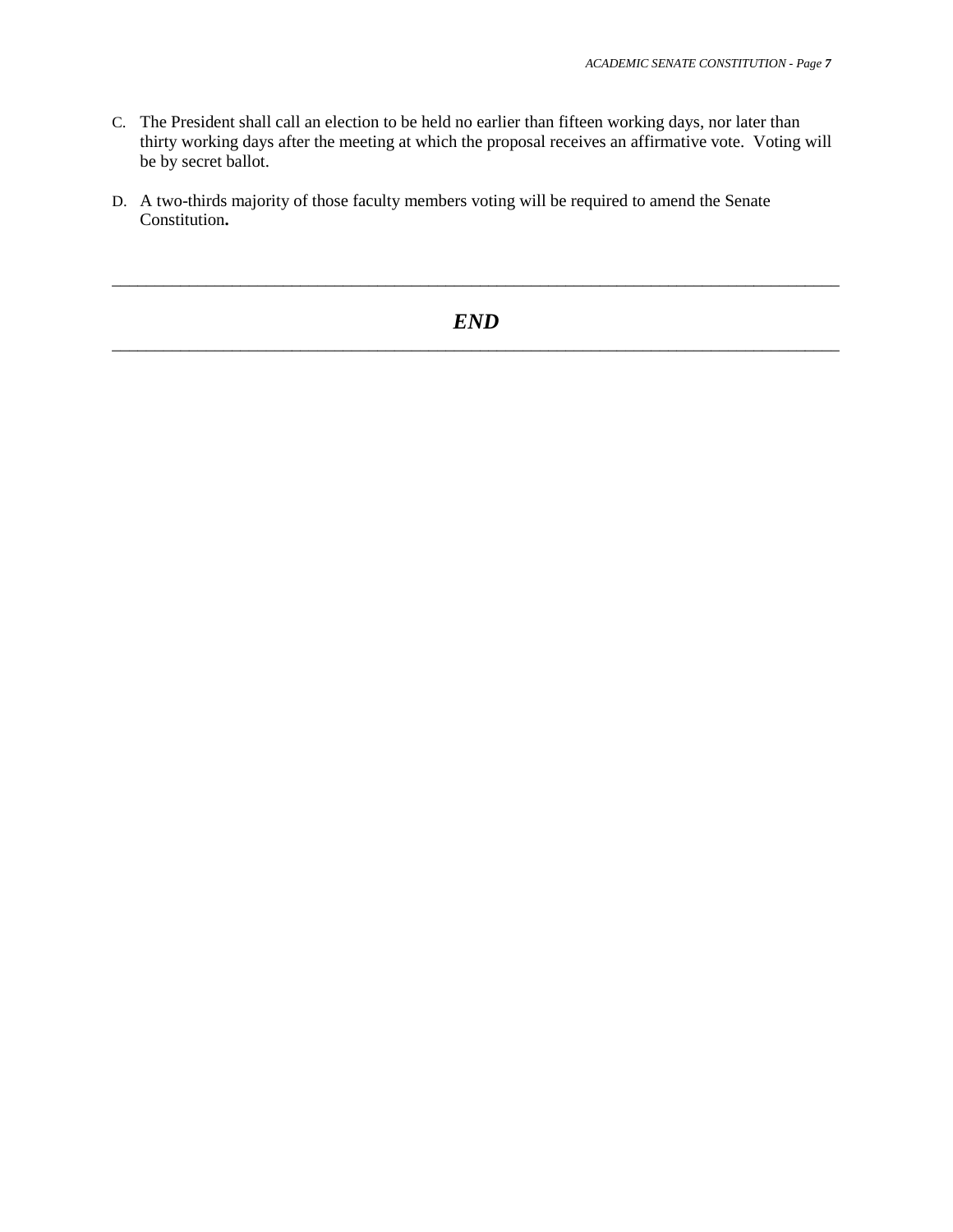C. The President shall call an election to be held no earlier than fifteen working days, nor later than thirty working days after the meeting at which the proposal receives an affirmative vote. Voting will be by secret ballot.

D. A two-thirds majority of those faculty members voting will be required to amend the Senate Constitution**.**

---

***END***

---